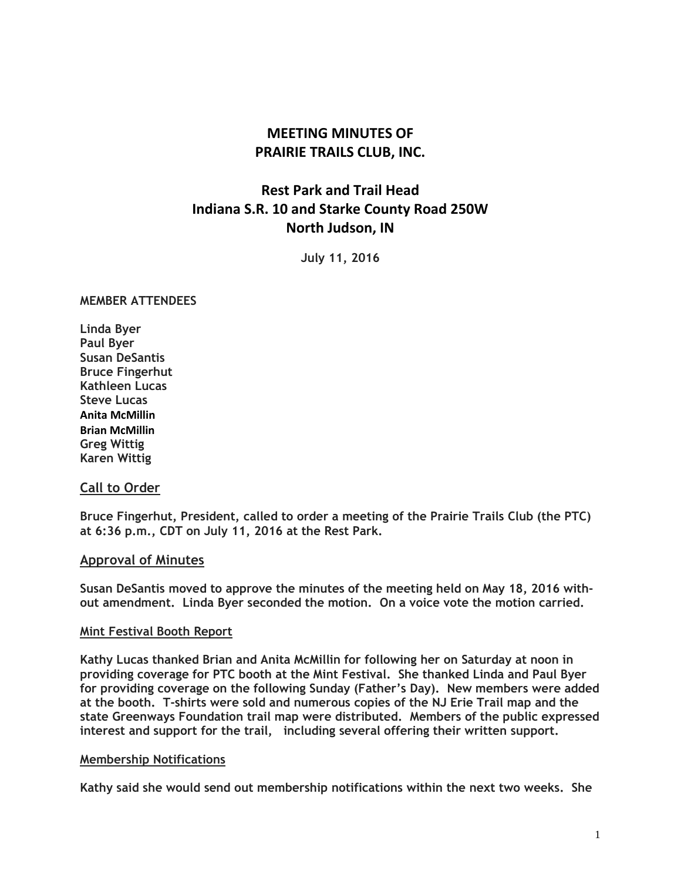# MEETING MINUTES OF PRAIRIE TRAILS CLUB, INC.

## Rest Park and Trail Head
## Indiana S.R. 10 and Starke County Road 250W
## North Judson, IN

July 11, 2016

**MEMBER ATTENDEES**

**Linda Byer**
**Paul Byer**
**Susan DeSantis**
**Bruce Fingerhut**
**Kathleen Lucas**
**Steve Lucas**
**Anita McMillin**
**Brian McMillin**
**Greg Wittig**
**Karen Wittig**

## Call to Order

**Bruce Fingerhut, President, called to order a meeting of the Prairie Trails Club (the PTC) at 6:36 p.m., CDT on July 11, 2016 at the Rest Park.**

## Approval of Minutes

**Susan DeSantis moved to approve the minutes of the meeting held on May 18, 2016 without amendment. Linda Byer seconded the motion. On a voice vote the motion carried.**

### Mint Festival Booth Report

**Kathy Lucas thanked Brian and Anita McMillin for following her on Saturday at noon in providing coverage for PTC booth at the Mint Festival. She thanked Linda and Paul Byer for providing coverage on the following Sunday (Father's Day). New members were added at the booth. T-shirts were sold and numerous copies of the NJ Erie Trail map and the state Greenways Foundation trail map were distributed. Members of the public expressed interest and support for the trail, including several offering their written support.**

### Membership Notifications

**Kathy said she would send out membership notifications within the next two weeks. She**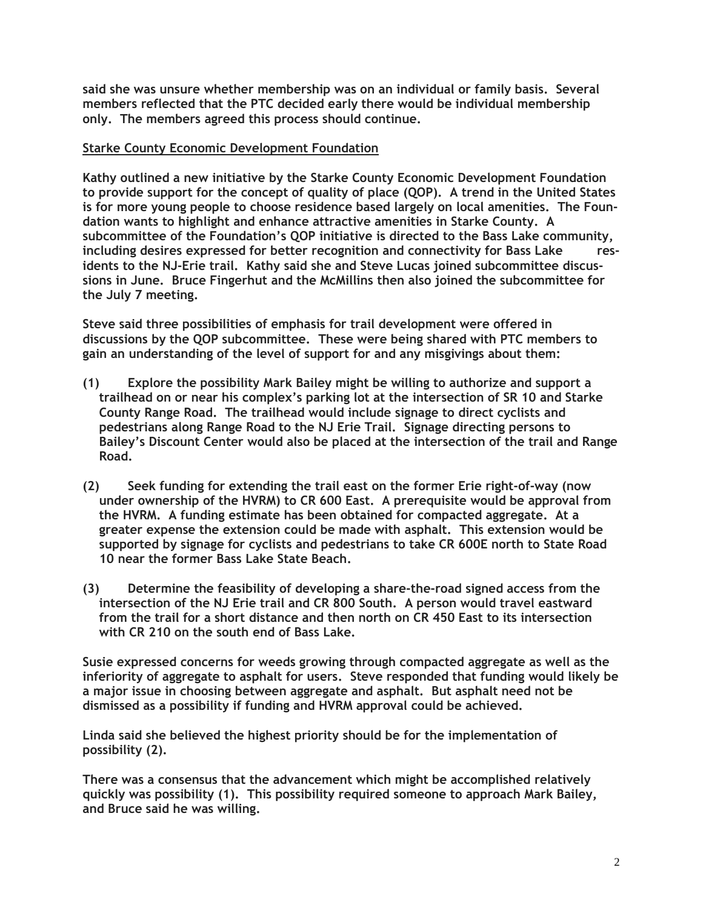said she was unsure whether membership was on an individual or family basis. Several members reflected that the PTC decided early there would be individual membership only. The members agreed this process should continue.

**Starke County Economic Development Foundation**

Kathy outlined a new initiative by the Starke County Economic Development Foundation to provide support for the concept of quality of place (QOP). A trend in the United States is for more young people to choose residence based largely on local amenities. The Foundation wants to highlight and enhance attractive amenities in Starke County. A subcommittee of the Foundation's QOP initiative is directed to the Bass Lake community, including desires expressed for better recognition and connectivity for Bass Lake residents to the NJ-Erie trail. Kathy said she and Steve Lucas joined subcommittee discussions in June. Bruce Fingerhut and the McMillins then also joined the subcommittee for the July 7 meeting.

Steve said three possibilities of emphasis for trail development were offered in discussions by the QOP subcommittee. These were being shared with PTC members to gain an understanding of the level of support for and any misgivings about them:

(1) Explore the possibility Mark Bailey might be willing to authorize and support a trailhead on or near his complex's parking lot at the intersection of SR 10 and Starke County Range Road. The trailhead would include signage to direct cyclists and pedestrians along Range Road to the NJ Erie Trail. Signage directing persons to Bailey's Discount Center would also be placed at the intersection of the trail and Range Road.

(2) Seek funding for extending the trail east on the former Erie right-of-way (now under ownership of the HVRM) to CR 600 East. A prerequisite would be approval from the HVRM. A funding estimate has been obtained for compacted aggregate. At a greater expense the extension could be made with asphalt. This extension would be supported by signage for cyclists and pedestrians to take CR 600E north to State Road 10 near the former Bass Lake State Beach.

(3) Determine the feasibility of developing a share-the-road signed access from the intersection of the NJ Erie trail and CR 800 South. A person would travel eastward from the trail for a short distance and then north on CR 450 East to its intersection with CR 210 on the south end of Bass Lake.

Susie expressed concerns for weeds growing through compacted aggregate as well as the inferiority of aggregate to asphalt for users. Steve responded that funding would likely be a major issue in choosing between aggregate and asphalt. But asphalt need not be dismissed as a possibility if funding and HVRM approval could be achieved.

Linda said she believed the highest priority should be for the implementation of possibility (2).

There was a consensus that the advancement which might be accomplished relatively quickly was possibility (1). This possibility required someone to approach Mark Bailey, and Bruce said he was willing.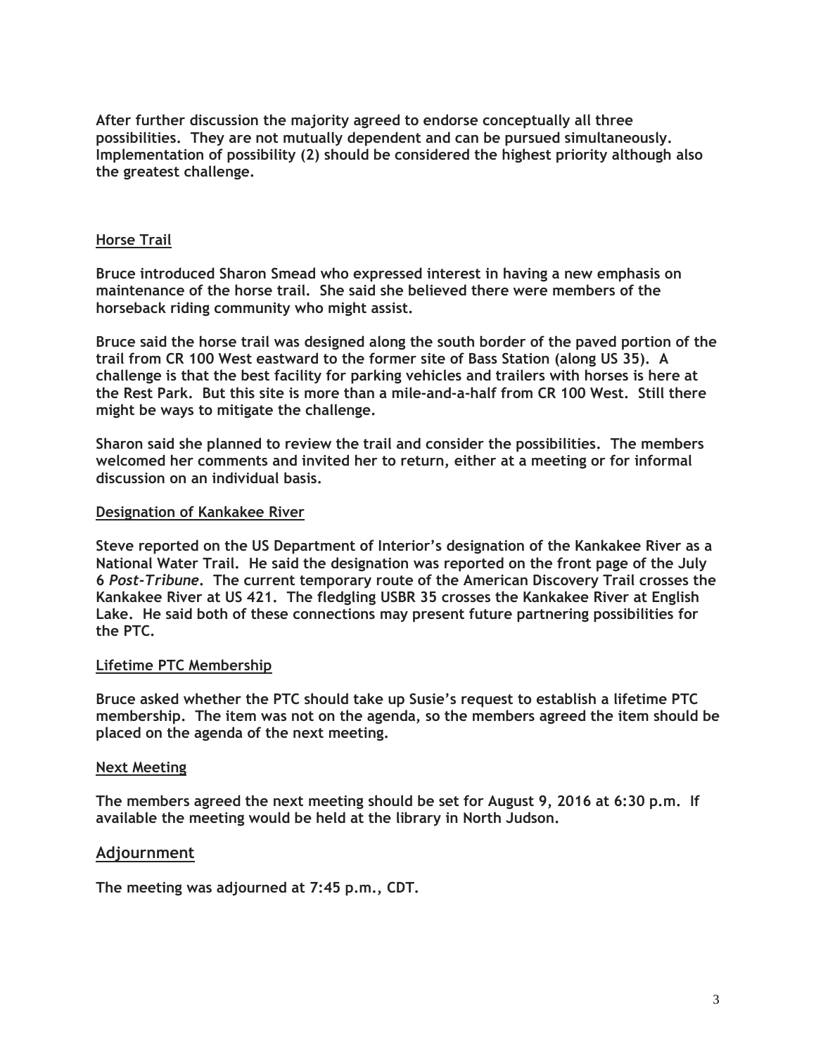**After further discussion the majority agreed to endorse conceptually all three possibilities. They are not mutually dependent and can be pursued simultaneously. Implementation of possibility (2) should be considered the highest priority although also the greatest challenge.**

### Horse Trail

**Bruce introduced Sharon Smead who expressed interest in having a new emphasis on maintenance of the horse trail. She said she believed there were members of the horseback riding community who might assist.**

**Bruce said the horse trail was designed along the south border of the paved portion of the trail from CR 100 West eastward to the former site of Bass Station (along US 35). A challenge is that the best facility for parking vehicles and trailers with horses is here at the Rest Park. But this site is more than a mile-and-a-half from CR 100 West. Still there might be ways to mitigate the challenge.**

**Sharon said she planned to review the trail and consider the possibilities. The members welcomed her comments and invited her to return, either at a meeting or for informal discussion on an individual basis.**

### Designation of Kankakee River

**Steve reported on the US Department of Interior's designation of the Kankakee River as a National Water Trail. He said the designation was reported on the front page of the July 6 *Post-Tribune*. The current temporary route of the American Discovery Trail crosses the Kankakee River at US 421. The fledgling USBR 35 crosses the Kankakee River at English Lake. He said both of these connections may present future partnering possibilities for the PTC.**

### Lifetime PTC Membership

**Bruce asked whether the PTC should take up Susie's request to establish a lifetime PTC membership. The item was not on the agenda, so the members agreed the item should be placed on the agenda of the next meeting.**

### Next Meeting

**The members agreed the next meeting should be set for August 9, 2016 at 6:30 p.m. If available the meeting would be held at the library in North Judson.**

## Adjournment

**The meeting was adjourned at 7:45 p.m., CDT.**